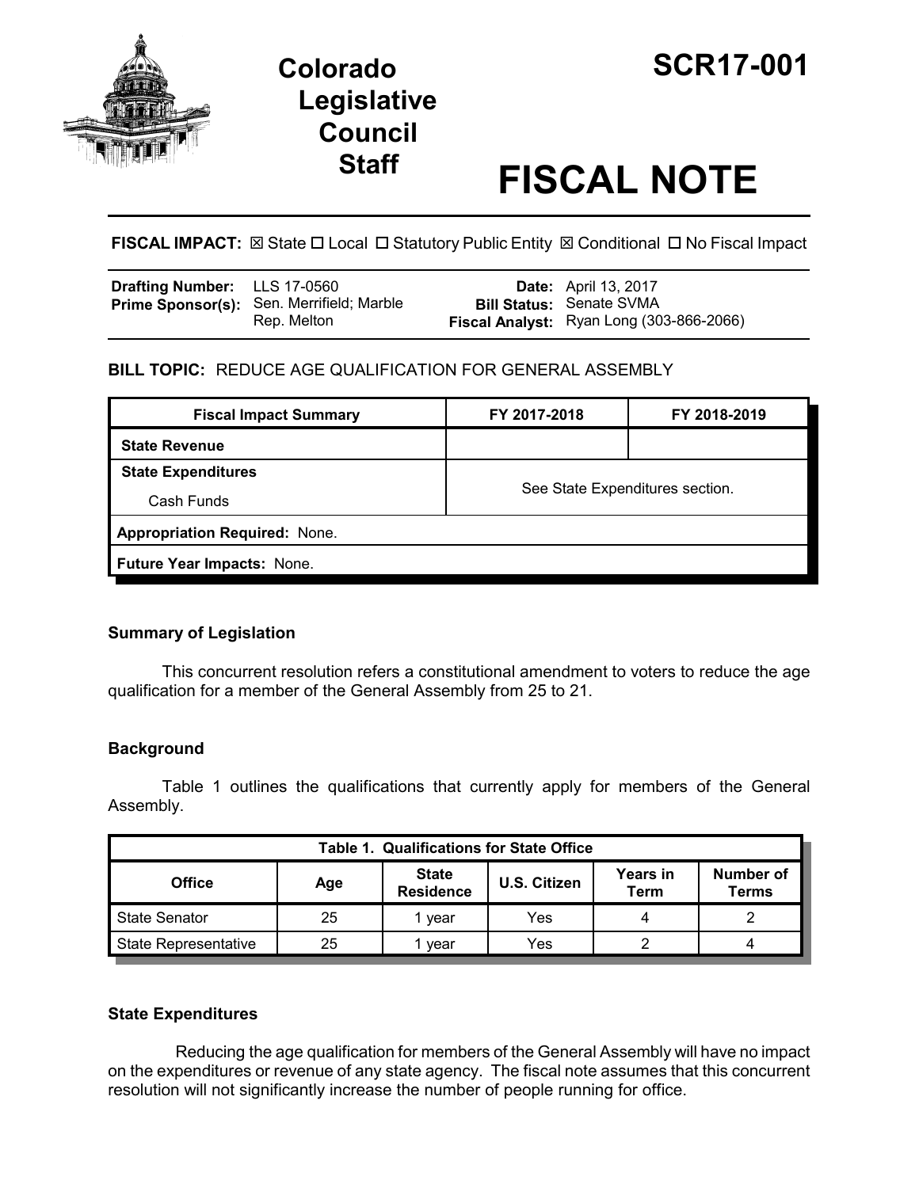# Colorado Legislative Council Staff

# SCR17-001

# FISCAL NOTE

**FISCAL IMPACT:** ☒ State ☐ Local ☐ Statutory Public Entity ☒ Conditional ☐ No Fiscal Impact

| | | | |
|---|---|---|---|
| **Drafting Number:** | LLS 17-0560 | **Date:** | April 13, 2017 |
| **Prime Sponsor(s):** | Sen. Merrifield; Marble<br>Rep. Melton | **Bill Status:** | Senate SVMA |
| | | **Fiscal Analyst:** | Ryan Long (303-866-2066) |

**BILL TOPIC:** REDUCE AGE QUALIFICATION FOR GENERAL ASSEMBLY

| Fiscal Impact Summary | FY 2017-2018 | FY 2018-2019 |
|---|---|---|
| **State Revenue** | | |
| **State Expenditures**<br>Cash Funds | See State Expenditures section. | |
| **Appropriation Required:** None. | | |
| **Future Year Impacts:** None. | | |

### Summary of Legislation

This concurrent resolution refers a constitutional amendment to voters to reduce the age qualification for a member of the General Assembly from 25 to 21.

### Background

Table 1 outlines the qualifications that currently apply for members of the General Assembly.

**Table 1. Qualifications for State Office**

| Office | Age | State Residence | U.S. Citizen | Years in Term | Number of Terms |
|---|---|---|---|---|---|
| State Senator | 25 | 1 year | Yes | 4 | 2 |
| State Representative | 25 | 1 year | Yes | 2 | 4 |

### State Expenditures

Reducing the age qualification for members of the General Assembly will have no impact on the expenditures or revenue of any state agency. The fiscal note assumes that this concurrent resolution will not significantly increase the number of people running for office.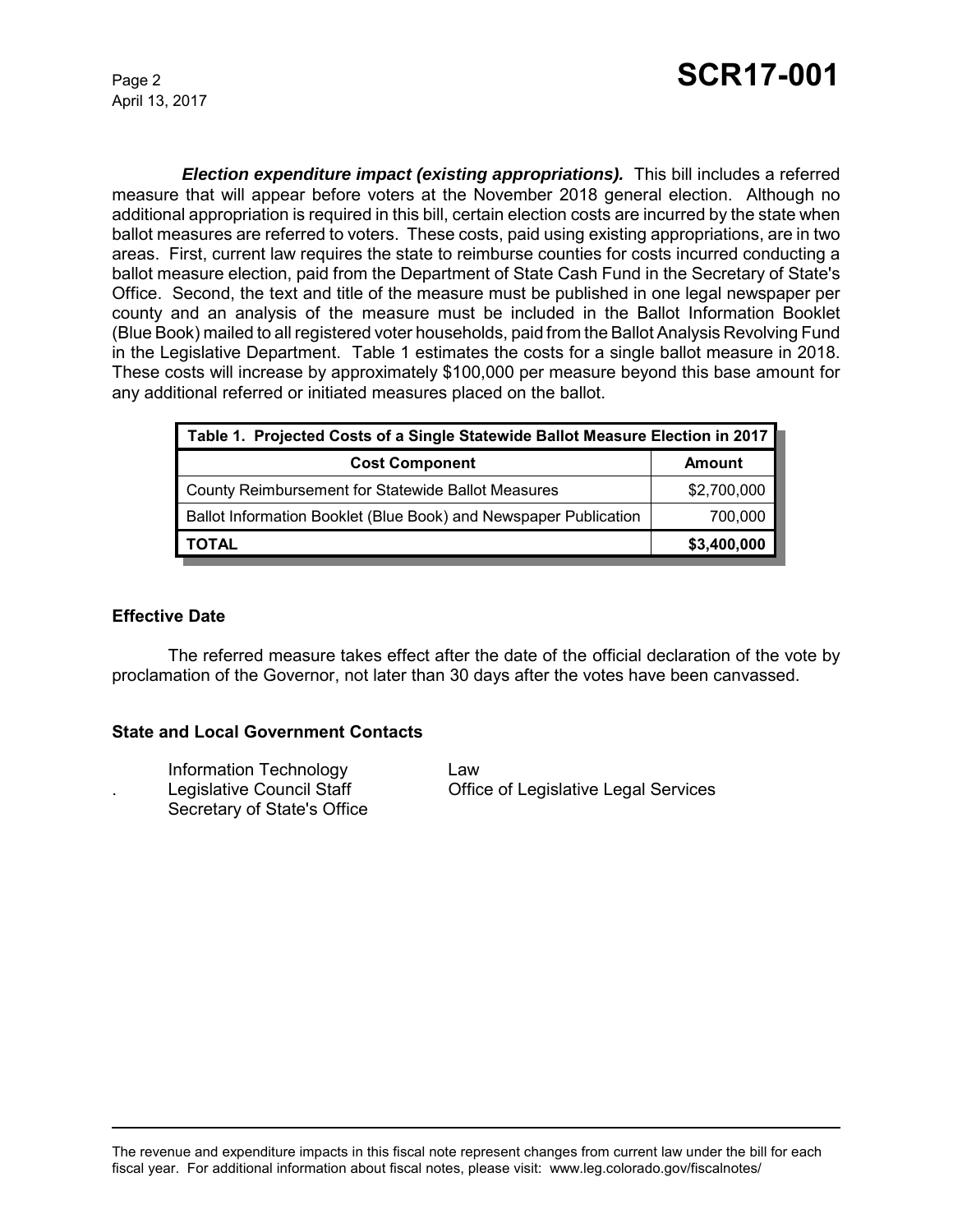***Election expenditure impact (existing appropriations).*** This bill includes a referred measure that will appear before voters at the November 2018 general election. Although no additional appropriation is required in this bill, certain election costs are incurred by the state when ballot measures are referred to voters. These costs, paid using existing appropriations, are in two areas. First, current law requires the state to reimburse counties for costs incurred conducting a ballot measure election, paid from the Department of State Cash Fund in the Secretary of State's Office. Second, the text and title of the measure must be published in one legal newspaper per county and an analysis of the measure must be included in the Ballot Information Booklet (Blue Book) mailed to all registered voter households, paid from the Ballot Analysis Revolving Fund in the Legislative Department. Table 1 estimates the costs for a single ballot measure in 2018. These costs will increase by approximately $100,000 per measure beyond this base amount for any additional referred or initiated measures placed on the ballot.

**Table 1. Projected Costs of a Single Statewide Ballot Measure Election in 2017**

| Cost Component | Amount |
|---|---|
| County Reimbursement for Statewide Ballot Measures | $2,700,000 |
| Ballot Information Booklet (Blue Book) and Newspaper Publication | 700,000 |
| **TOTAL** | **$3,400,000** |

## Effective Date

The referred measure takes effect after the date of the official declaration of the vote by proclamation of the Governor, not later than 30 days after the votes have been canvassed.

## State and Local Government Contacts

Information Technology
Legislative Council Staff
Secretary of State's Office
Law
Office of Legislative Legal Services

The revenue and expenditure impacts in this fiscal note represent changes from current law under the bill for each fiscal year. For additional information about fiscal notes, please visit: www.leg.colorado.gov/fiscalnotes/